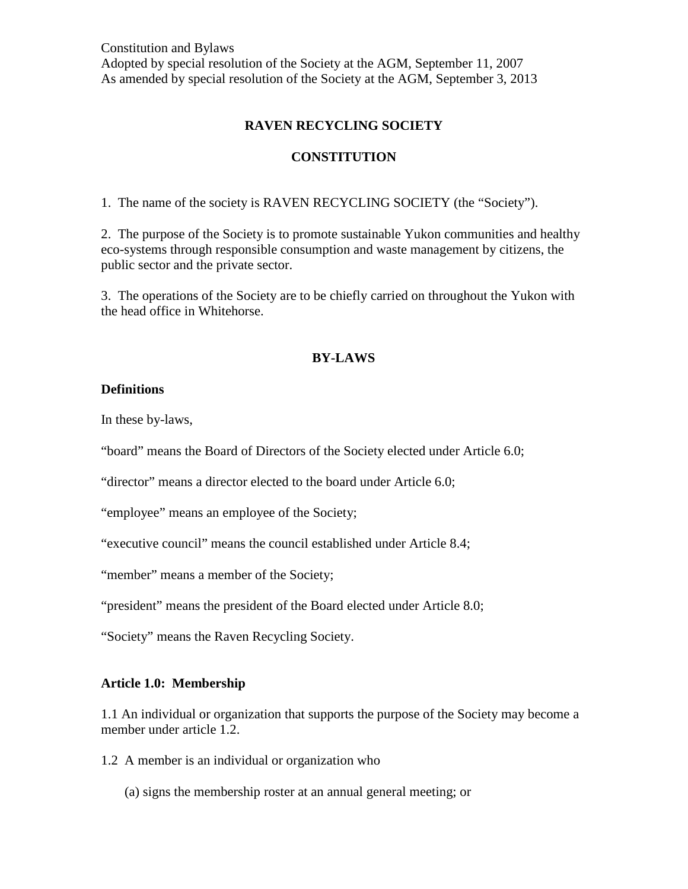Constitution and Bylaws
Adopted by special resolution of the Society at the AGM, September 11, 2007
As amended by special resolution of the Society at the AGM, September 3, 2013

# RAVEN RECYCLING SOCIETY

## CONSTITUTION

1. The name of the society is RAVEN RECYCLING SOCIETY (the "Society").

2. The purpose of the Society is to promote sustainable Yukon communities and healthy eco-systems through responsible consumption and waste management by citizens, the public sector and the private sector.

3. The operations of the Society are to be chiefly carried on throughout the Yukon with the head office in Whitehorse.

## BY-LAWS

### Definitions

In these by-laws,

"board" means the Board of Directors of the Society elected under Article 6.0;

"director" means a director elected to the board under Article 6.0;

"employee" means an employee of the Society;

"executive council" means the council established under Article 8.4;

"member" means a member of the Society;

"president" means the president of the Board elected under Article 8.0;

"Society" means the Raven Recycling Society.

### Article 1.0: Membership

1.1 An individual or organization that supports the purpose of the Society may become a member under article 1.2.

1.2 A member is an individual or organization who

(a) signs the membership roster at an annual general meeting; or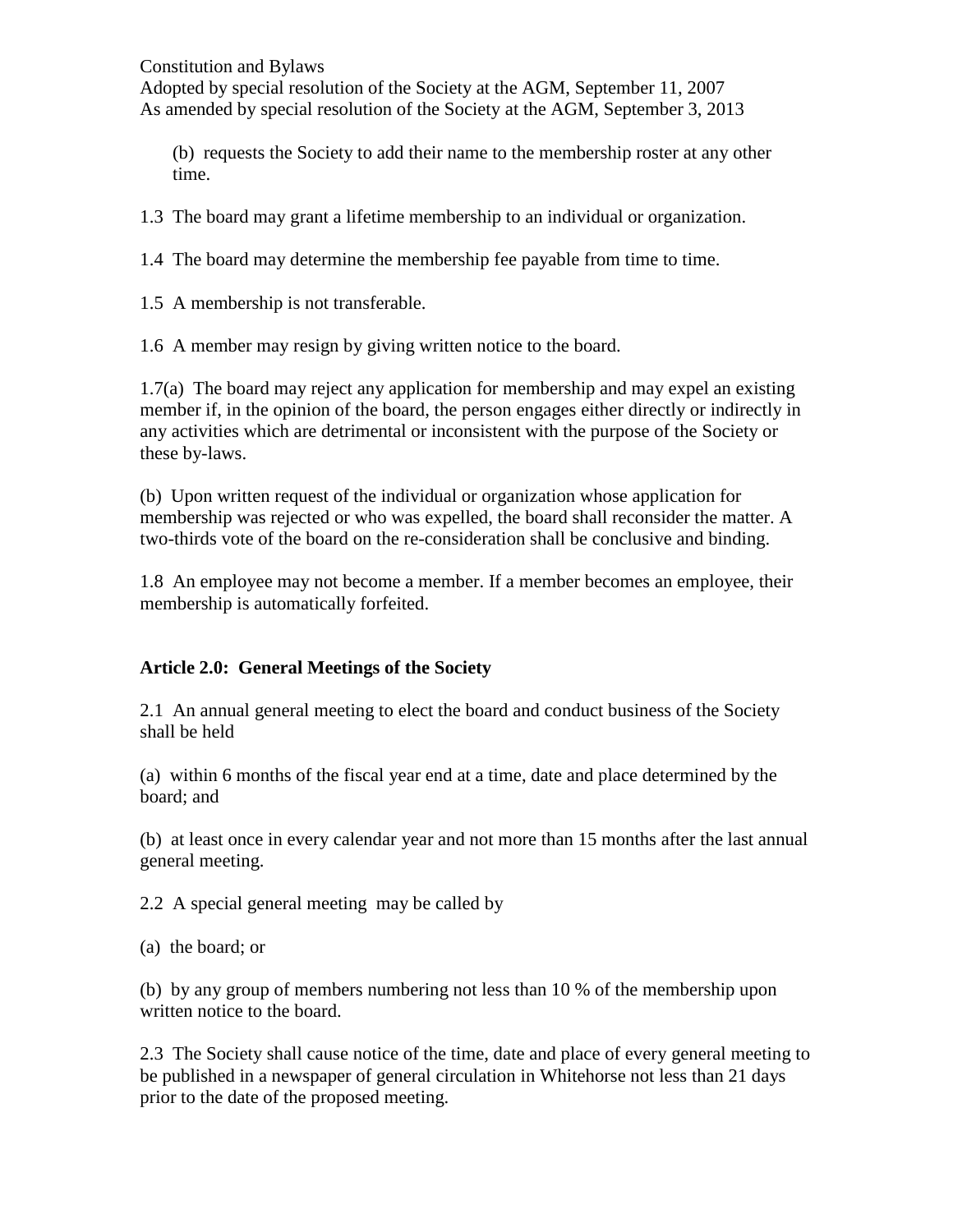(b) requests the Society to add their name to the membership roster at any other time.

1.3 The board may grant a lifetime membership to an individual or organization.

1.4 The board may determine the membership fee payable from time to time.

1.5 A membership is not transferable.

1.6 A member may resign by giving written notice to the board.

1.7(a) The board may reject any application for membership and may expel an existing member if, in the opinion of the board, the person engages either directly or indirectly in any activities which are detrimental or inconsistent with the purpose of the Society or these by-laws.

(b) Upon written request of the individual or organization whose application for membership was rejected or who was expelled, the board shall reconsider the matter. A two-thirds vote of the board on the re-consideration shall be conclusive and binding.

1.8 An employee may not become a member. If a member becomes an employee, their membership is automatically forfeited.

**Article 2.0: General Meetings of the Society**

2.1 An annual general meeting to elect the board and conduct business of the Society shall be held

(a) within 6 months of the fiscal year end at a time, date and place determined by the board; and

(b) at least once in every calendar year and not more than 15 months after the last annual general meeting.

2.2 A special general meeting may be called by

(a) the board; or

(b) by any group of members numbering not less than 10 % of the membership upon written notice to the board.

2.3 The Society shall cause notice of the time, date and place of every general meeting to be published in a newspaper of general circulation in Whitehorse not less than 21 days prior to the date of the proposed meeting.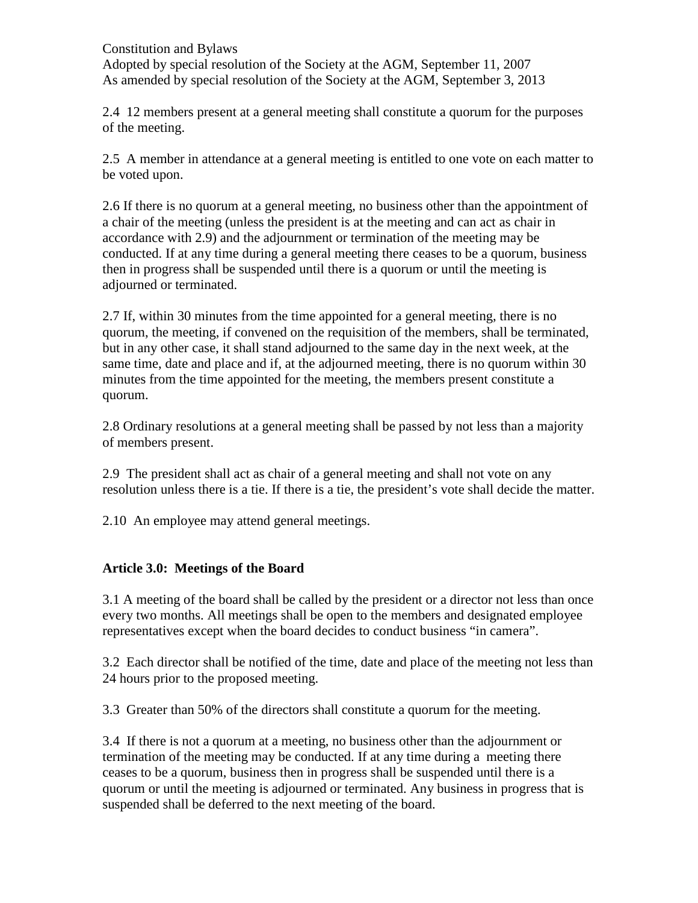Constitution and Bylaws
Adopted by special resolution of the Society at the AGM, September 11, 2007
As amended by special resolution of the Society at the AGM, September 3, 2013

2.4 12 members present at a general meeting shall constitute a quorum for the purposes of the meeting.

2.5 A member in attendance at a general meeting is entitled to one vote on each matter to be voted upon.

2.6 If there is no quorum at a general meeting, no business other than the appointment of a chair of the meeting (unless the president is at the meeting and can act as chair in accordance with 2.9) and the adjournment or termination of the meeting may be conducted. If at any time during a general meeting there ceases to be a quorum, business then in progress shall be suspended until there is a quorum or until the meeting is adjourned or terminated.

2.7 If, within 30 minutes from the time appointed for a general meeting, there is no quorum, the meeting, if convened on the requisition of the members, shall be terminated, but in any other case, it shall stand adjourned to the same day in the next week, at the same time, date and place and if, at the adjourned meeting, there is no quorum within 30 minutes from the time appointed for the meeting, the members present constitute a quorum.

2.8 Ordinary resolutions at a general meeting shall be passed by not less than a majority of members present.

2.9 The president shall act as chair of a general meeting and shall not vote on any resolution unless there is a tie. If there is a tie, the president's vote shall decide the matter.

2.10 An employee may attend general meetings.

**Article 3.0: Meetings of the Board**

3.1 A meeting of the board shall be called by the president or a director not less than once every two months. All meetings shall be open to the members and designated employee representatives except when the board decides to conduct business "in camera".

3.2 Each director shall be notified of the time, date and place of the meeting not less than 24 hours prior to the proposed meeting.

3.3 Greater than 50% of the directors shall constitute a quorum for the meeting.

3.4 If there is not a quorum at a meeting, no business other than the adjournment or termination of the meeting may be conducted. If at any time during a meeting there ceases to be a quorum, business then in progress shall be suspended until there is a quorum or until the meeting is adjourned or terminated. Any business in progress that is suspended shall be deferred to the next meeting of the board.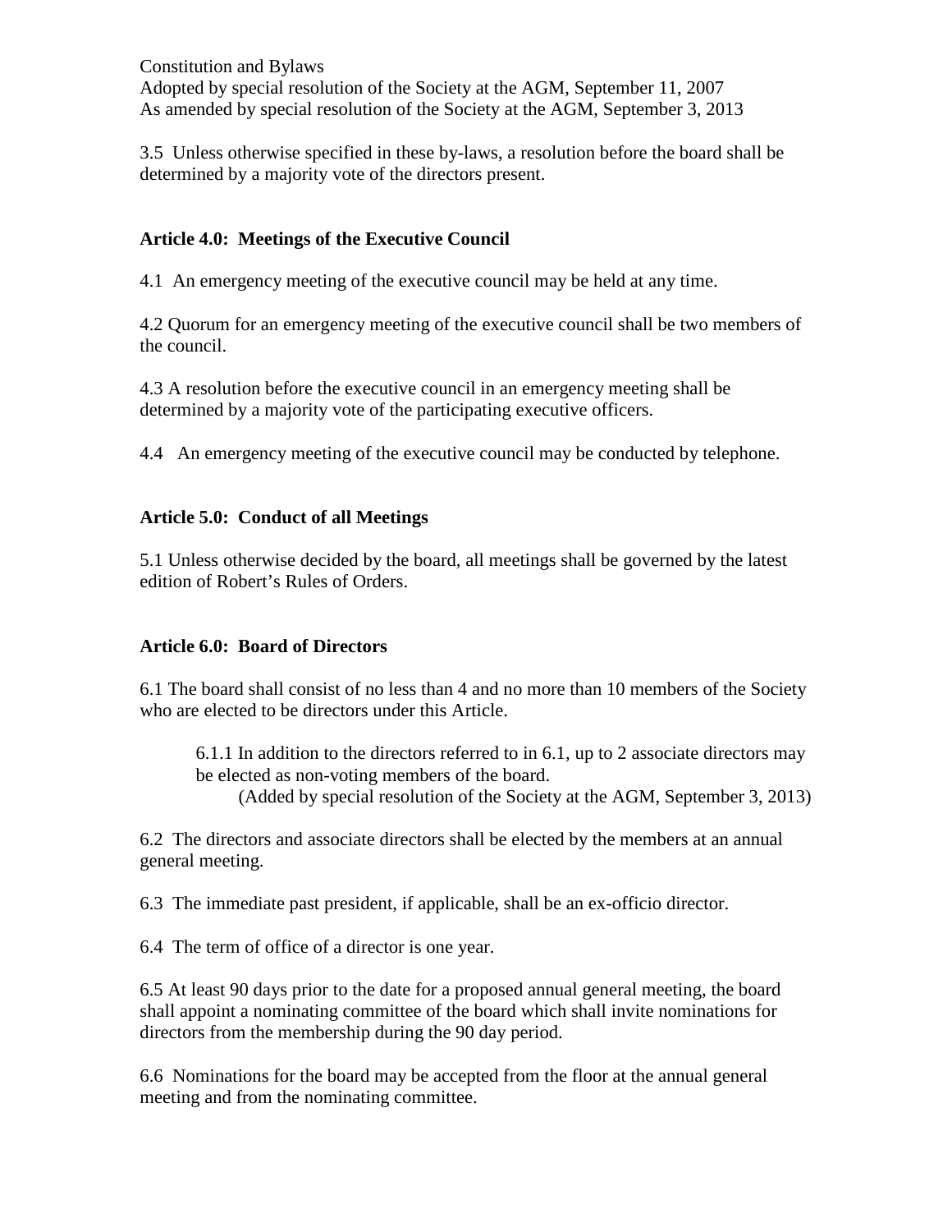3.5 Unless otherwise specified in these by-laws, a resolution before the board shall be determined by a majority vote of the directors present.

**Article 4.0: Meetings of the Executive Council**

4.1 An emergency meeting of the executive council may be held at any time.

4.2 Quorum for an emergency meeting of the executive council shall be two members of the council.

4.3 A resolution before the executive council in an emergency meeting shall be determined by a majority vote of the participating executive officers.

4.4 An emergency meeting of the executive council may be conducted by telephone.

**Article 5.0: Conduct of all Meetings**

5.1 Unless otherwise decided by the board, all meetings shall be governed by the latest edition of Robert's Rules of Orders.

**Article 6.0: Board of Directors**

6.1 The board shall consist of no less than 4 and no more than 10 members of the Society who are elected to be directors under this Article.

> 6.1.1 In addition to the directors referred to in 6.1, up to 2 associate directors may be elected as non-voting members of the board.
> (Added by special resolution of the Society at the AGM, September 3, 2013)

6.2 The directors and associate directors shall be elected by the members at an annual general meeting.

6.3 The immediate past president, if applicable, shall be an ex-officio director.

6.4 The term of office of a director is one year.

6.5 At least 90 days prior to the date for a proposed annual general meeting, the board shall appoint a nominating committee of the board which shall invite nominations for directors from the membership during the 90 day period.

6.6 Nominations for the board may be accepted from the floor at the annual general meeting and from the nominating committee.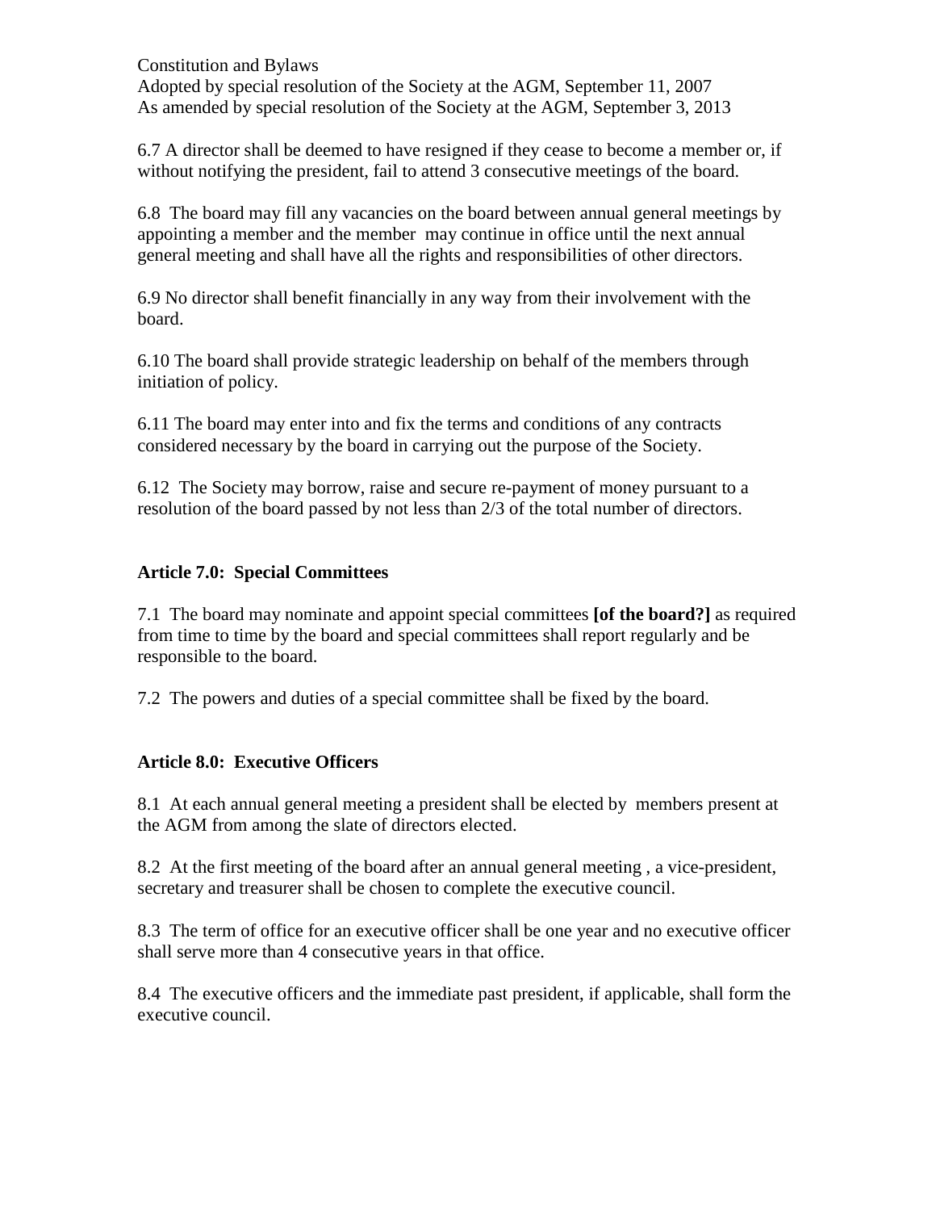6.7 A director shall be deemed to have resigned if they cease to become a member or, if without notifying the president, fail to attend 3 consecutive meetings of the board.

6.8 The board may fill any vacancies on the board between annual general meetings by appointing a member and the member may continue in office until the next annual general meeting and shall have all the rights and responsibilities of other directors.

6.9 No director shall benefit financially in any way from their involvement with the board.

6.10 The board shall provide strategic leadership on behalf of the members through initiation of policy.

6.11 The board may enter into and fix the terms and conditions of any contracts considered necessary by the board in carrying out the purpose of the Society.

6.12 The Society may borrow, raise and secure re-payment of money pursuant to a resolution of the board passed by not less than 2/3 of the total number of directors.

**Article 7.0: Special Committees**

7.1 The board may nominate and appoint special committees **[of the board?]** as required from time to time by the board and special committees shall report regularly and be responsible to the board.

7.2 The powers and duties of a special committee shall be fixed by the board.

**Article 8.0: Executive Officers**

8.1 At each annual general meeting a president shall be elected by members present at the AGM from among the slate of directors elected.

8.2 At the first meeting of the board after an annual general meeting , a vice-president, secretary and treasurer shall be chosen to complete the executive council.

8.3 The term of office for an executive officer shall be one year and no executive officer shall serve more than 4 consecutive years in that office.

8.4 The executive officers and the immediate past president, if applicable, shall form the executive council.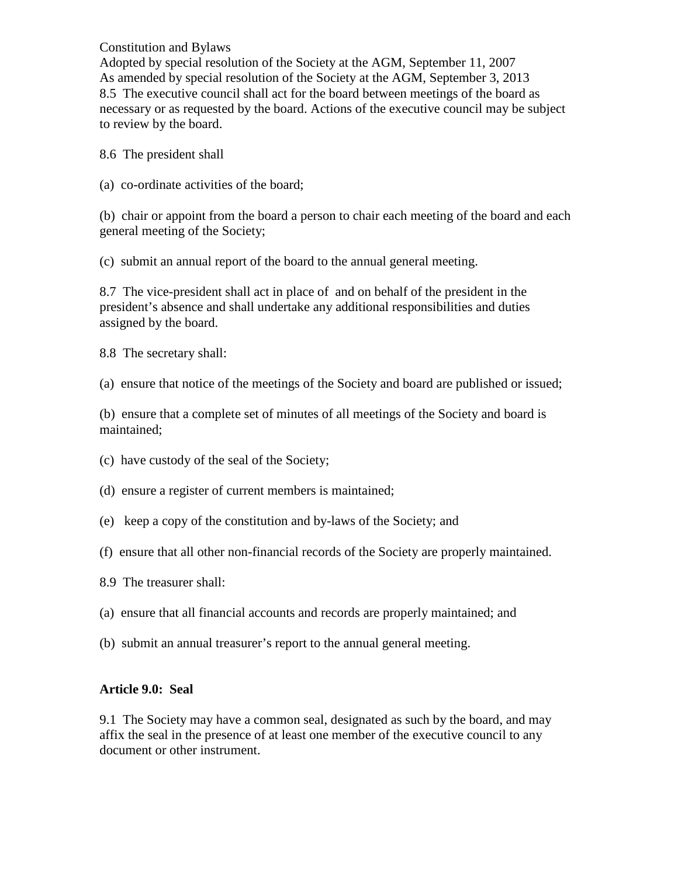8.5 The executive council shall act for the board between meetings of the board as necessary or as requested by the board. Actions of the executive council may be subject to review by the board.

8.6 The president shall

(a) co-ordinate activities of the board;

(b) chair or appoint from the board a person to chair each meeting of the board and each general meeting of the Society;

(c) submit an annual report of the board to the annual general meeting.

8.7 The vice-president shall act in place of and on behalf of the president in the president's absence and shall undertake any additional responsibilities and duties assigned by the board.

8.8 The secretary shall:

(a) ensure that notice of the meetings of the Society and board are published or issued;

(b) ensure that a complete set of minutes of all meetings of the Society and board is maintained;

(c) have custody of the seal of the Society;

(d) ensure a register of current members is maintained;

(e) keep a copy of the constitution and by-laws of the Society; and

(f) ensure that all other non-financial records of the Society are properly maintained.

8.9 The treasurer shall:

(a) ensure that all financial accounts and records are properly maintained; and

(b) submit an annual treasurer's report to the annual general meeting.

**Article 9.0: Seal**

9.1 The Society may have a common seal, designated as such by the board, and may affix the seal in the presence of at least one member of the executive council to any document or other instrument.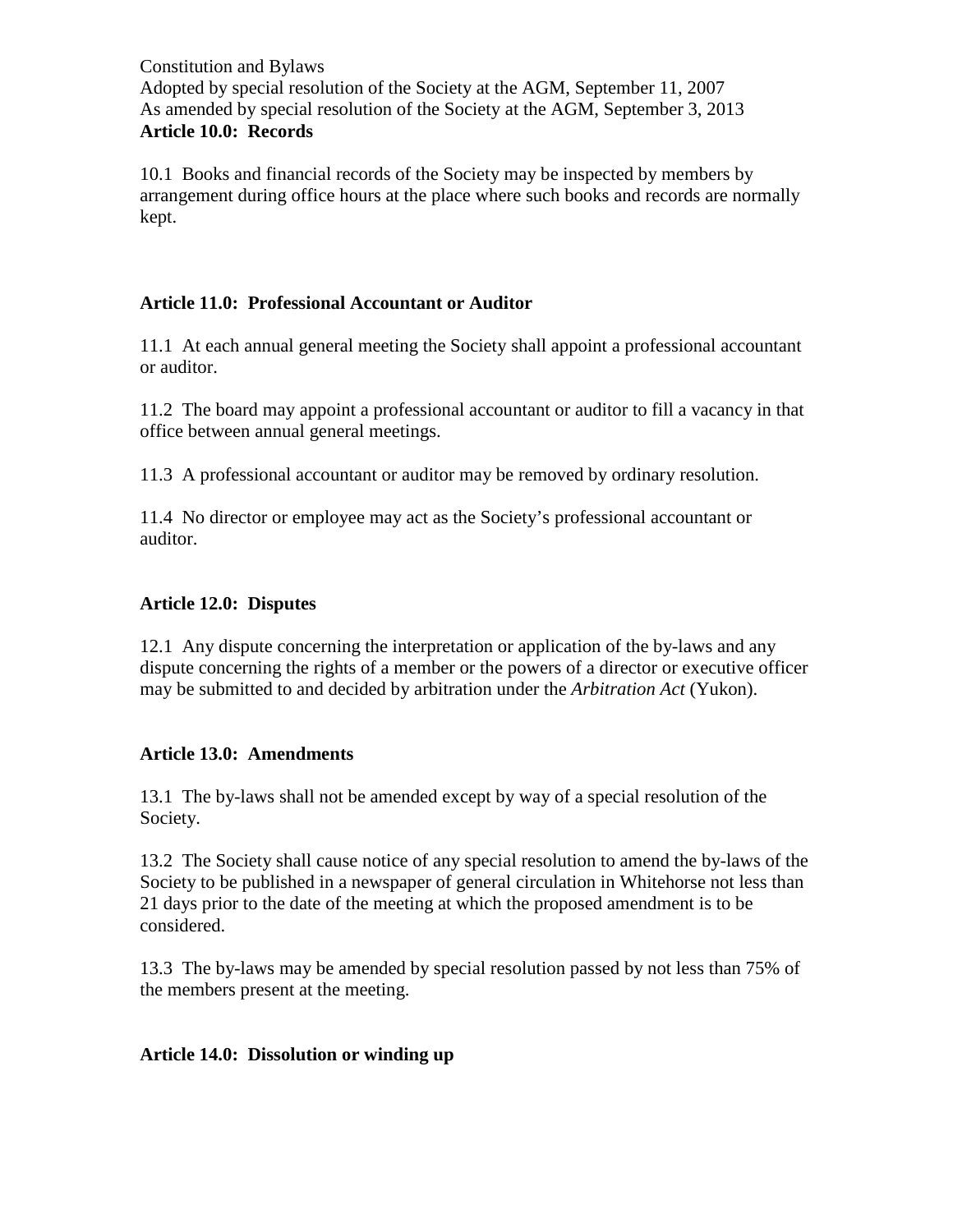Constitution and Bylaws
Adopted by special resolution of the Society at the AGM, September 11, 2007
As amended by special resolution of the Society at the AGM, September 3, 2013

**Article 10.0: Records**

10.1 Books and financial records of the Society may be inspected by members by arrangement during office hours at the place where such books and records are normally kept.

**Article 11.0: Professional Accountant or Auditor**

11.1 At each annual general meeting the Society shall appoint a professional accountant or auditor.

11.2 The board may appoint a professional accountant or auditor to fill a vacancy in that office between annual general meetings.

11.3 A professional accountant or auditor may be removed by ordinary resolution.

11.4 No director or employee may act as the Society's professional accountant or auditor.

**Article 12.0: Disputes**

12.1 Any dispute concerning the interpretation or application of the by-laws and any dispute concerning the rights of a member or the powers of a director or executive officer may be submitted to and decided by arbitration under the *Arbitration Act* (Yukon).

**Article 13.0: Amendments**

13.1 The by-laws shall not be amended except by way of a special resolution of the Society.

13.2 The Society shall cause notice of any special resolution to amend the by-laws of the Society to be published in a newspaper of general circulation in Whitehorse not less than 21 days prior to the date of the meeting at which the proposed amendment is to be considered.

13.3 The by-laws may be amended by special resolution passed by not less than 75% of the members present at the meeting.

**Article 14.0: Dissolution or winding up**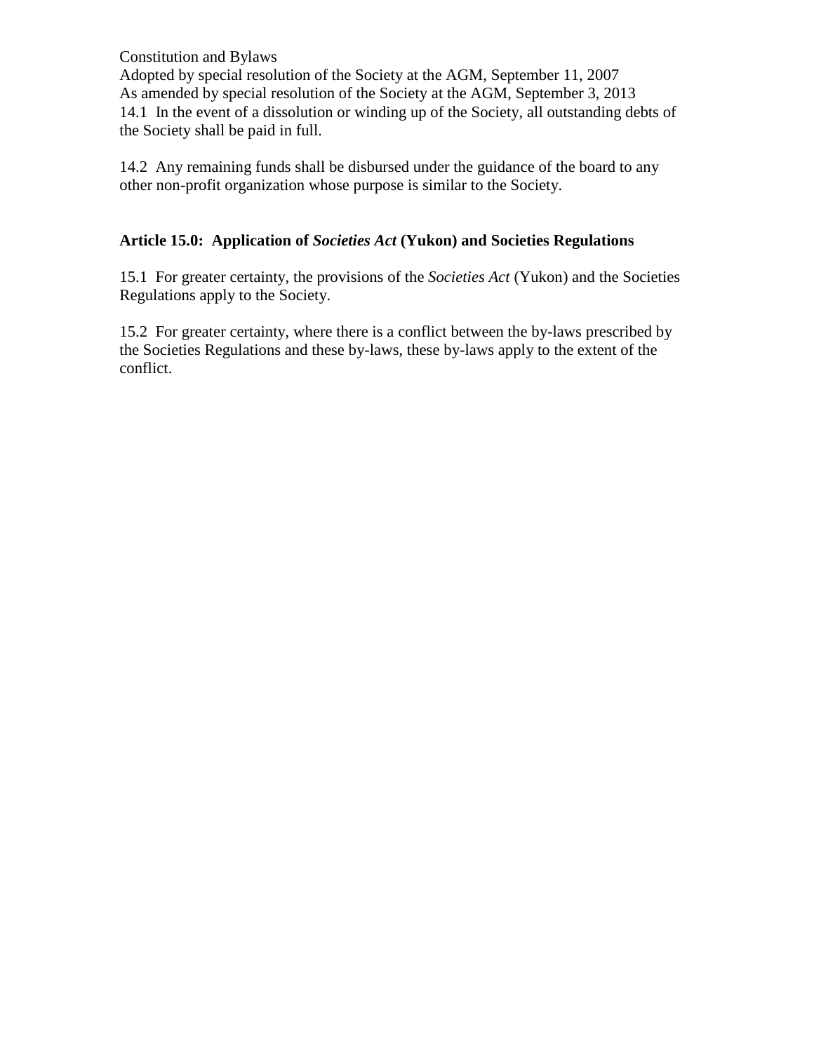14.1 In the event of a dissolution or winding up of the Society, all outstanding debts of the Society shall be paid in full.

14.2 Any remaining funds shall be disbursed under the guidance of the board to any other non-profit organization whose purpose is similar to the Society.

### Article 15.0: Application of *Societies Act* (Yukon) and Societies Regulations

15.1 For greater certainty, the provisions of the *Societies Act* (Yukon) and the Societies Regulations apply to the Society.

15.2 For greater certainty, where there is a conflict between the by-laws prescribed by the Societies Regulations and these by-laws, these by-laws apply to the extent of the conflict.